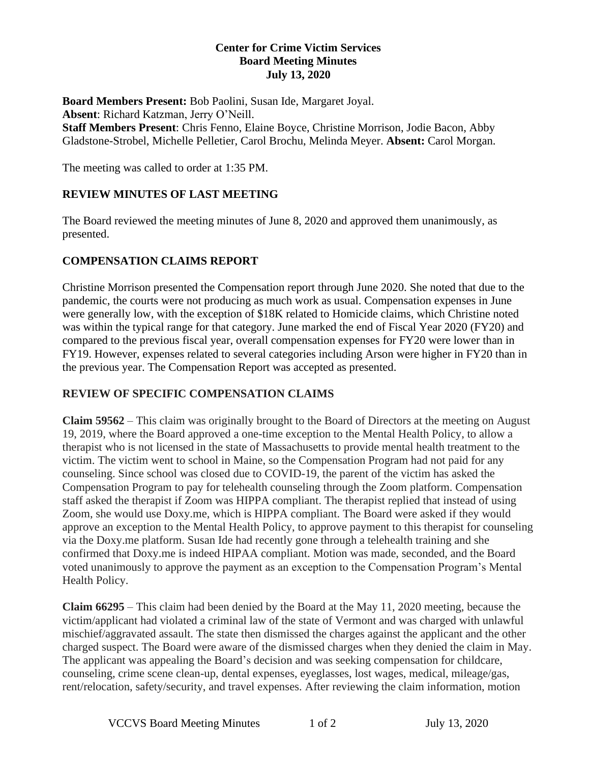**Center for Crime Victim Services**
**Board Meeting Minutes**
**July 13, 2020**

**Board Members Present:** Bob Paolini, Susan Ide, Margaret Joyal.
**Absent**: Richard Katzman, Jerry O'Neill.
**Staff Members Present**: Chris Fenno, Elaine Boyce, Christine Morrison, Jodie Bacon, Abby Gladstone-Strobel, Michelle Pelletier, Carol Brochu, Melinda Meyer. **Absent:** Carol Morgan.

The meeting was called to order at 1:35 PM.

## REVIEW MINUTES OF LAST MEETING

The Board reviewed the meeting minutes of June 8, 2020 and approved them unanimously, as presented.

## COMPENSATION CLAIMS REPORT

Christine Morrison presented the Compensation report through June 2020. She noted that due to the pandemic, the courts were not producing as much work as usual. Compensation expenses in June were generally low, with the exception of $18K related to Homicide claims, which Christine noted was within the typical range for that category. June marked the end of Fiscal Year 2020 (FY20) and compared to the previous fiscal year, overall compensation expenses for FY20 were lower than in FY19. However, expenses related to several categories including Arson were higher in FY20 than in the previous year. The Compensation Report was accepted as presented.

## REVIEW OF SPECIFIC COMPENSATION CLAIMS

**Claim 59562** – This claim was originally brought to the Board of Directors at the meeting on August 19, 2019, where the Board approved a one-time exception to the Mental Health Policy, to allow a therapist who is not licensed in the state of Massachusetts to provide mental health treatment to the victim. The victim went to school in Maine, so the Compensation Program had not paid for any counseling. Since school was closed due to COVID-19, the parent of the victim has asked the Compensation Program to pay for telehealth counseling through the Zoom platform. Compensation staff asked the therapist if Zoom was HIPPA compliant. The therapist replied that instead of using Zoom, she would use Doxy.me, which is HIPPA compliant. The Board were asked if they would approve an exception to the Mental Health Policy, to approve payment to this therapist for counseling via the Doxy.me platform. Susan Ide had recently gone through a telehealth training and she confirmed that Doxy.me is indeed HIPAA compliant. Motion was made, seconded, and the Board voted unanimously to approve the payment as an exception to the Compensation Program's Mental Health Policy.

**Claim 66295** – This claim had been denied by the Board at the May 11, 2020 meeting, because the victim/applicant had violated a criminal law of the state of Vermont and was charged with unlawful mischief/aggravated assault. The state then dismissed the charges against the applicant and the other charged suspect. The Board were aware of the dismissed charges when they denied the claim in May. The applicant was appealing the Board's decision and was seeking compensation for childcare, counseling, crime scene clean-up, dental expenses, eyeglasses, lost wages, medical, mileage/gas, rent/relocation, safety/security, and travel expenses. After reviewing the claim information, motion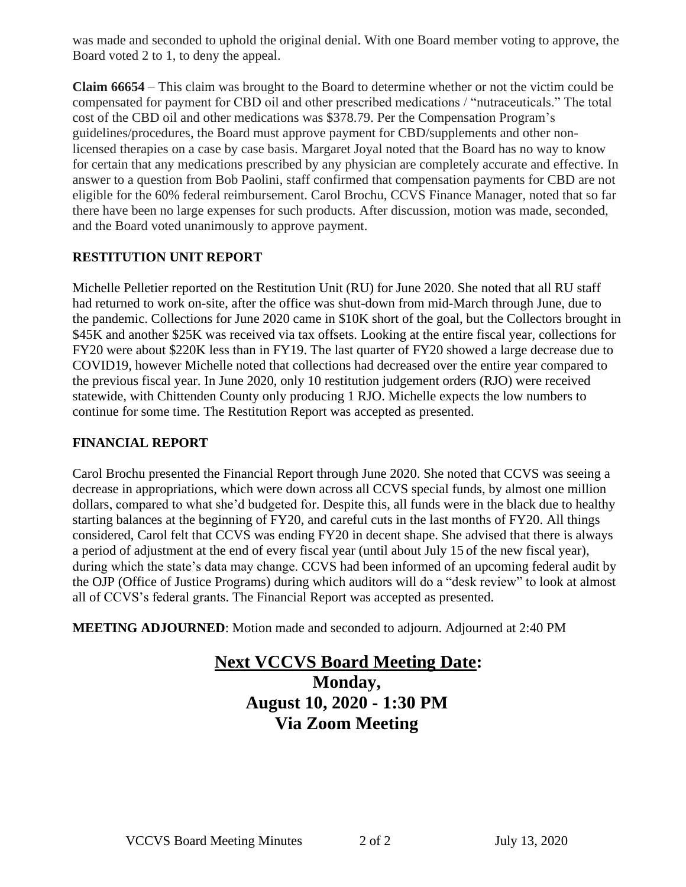was made and seconded to uphold the original denial. With one Board member voting to approve, the Board voted 2 to 1, to deny the appeal.

**Claim 66654** – This claim was brought to the Board to determine whether or not the victim could be compensated for payment for CBD oil and other prescribed medications / "nutraceuticals." The total cost of the CBD oil and other medications was $378.79. Per the Compensation Program's guidelines/procedures, the Board must approve payment for CBD/supplements and other non-licensed therapies on a case by case basis. Margaret Joyal noted that the Board has no way to know for certain that any medications prescribed by any physician are completely accurate and effective. In answer to a question from Bob Paolini, staff confirmed that compensation payments for CBD are not eligible for the 60% federal reimbursement. Carol Brochu, CCVS Finance Manager, noted that so far there have been no large expenses for such products. After discussion, motion was made, seconded, and the Board voted unanimously to approve payment.

## RESTITUTION UNIT REPORT

Michelle Pelletier reported on the Restitution Unit (RU) for June 2020. She noted that all RU staff had returned to work on-site, after the office was shut-down from mid-March through June, due to the pandemic. Collections for June 2020 came in $10K short of the goal, but the Collectors brought in $45K and another $25K was received via tax offsets. Looking at the entire fiscal year, collections for FY20 were about $220K less than in FY19. The last quarter of FY20 showed a large decrease due to COVID19, however Michelle noted that collections had decreased over the entire year compared to the previous fiscal year. In June 2020, only 10 restitution judgement orders (RJO) were received statewide, with Chittenden County only producing 1 RJO. Michelle expects the low numbers to continue for some time. The Restitution Report was accepted as presented.

## FINANCIAL REPORT

Carol Brochu presented the Financial Report through June 2020. She noted that CCVS was seeing a decrease in appropriations, which were down across all CCVS special funds, by almost one million dollars, compared to what she'd budgeted for. Despite this, all funds were in the black due to healthy starting balances at the beginning of FY20, and careful cuts in the last months of FY20. All things considered, Carol felt that CCVS was ending FY20 in decent shape. She advised that there is always a period of adjustment at the end of every fiscal year (until about July 15 of the new fiscal year), during which the state's data may change. CCVS had been informed of an upcoming federal audit by the OJP (Office of Justice Programs) during which auditors will do a "desk review" to look at almost all of CCVS's federal grants. The Financial Report was accepted as presented.

**MEETING ADJOURNED**: Motion made and seconded to adjourn. Adjourned at 2:40 PM

## **Next VCCVS Board Meeting Date:**
## **Monday,**
## **August 10, 2020 - 1:30 PM**
## **Via Zoom Meeting**